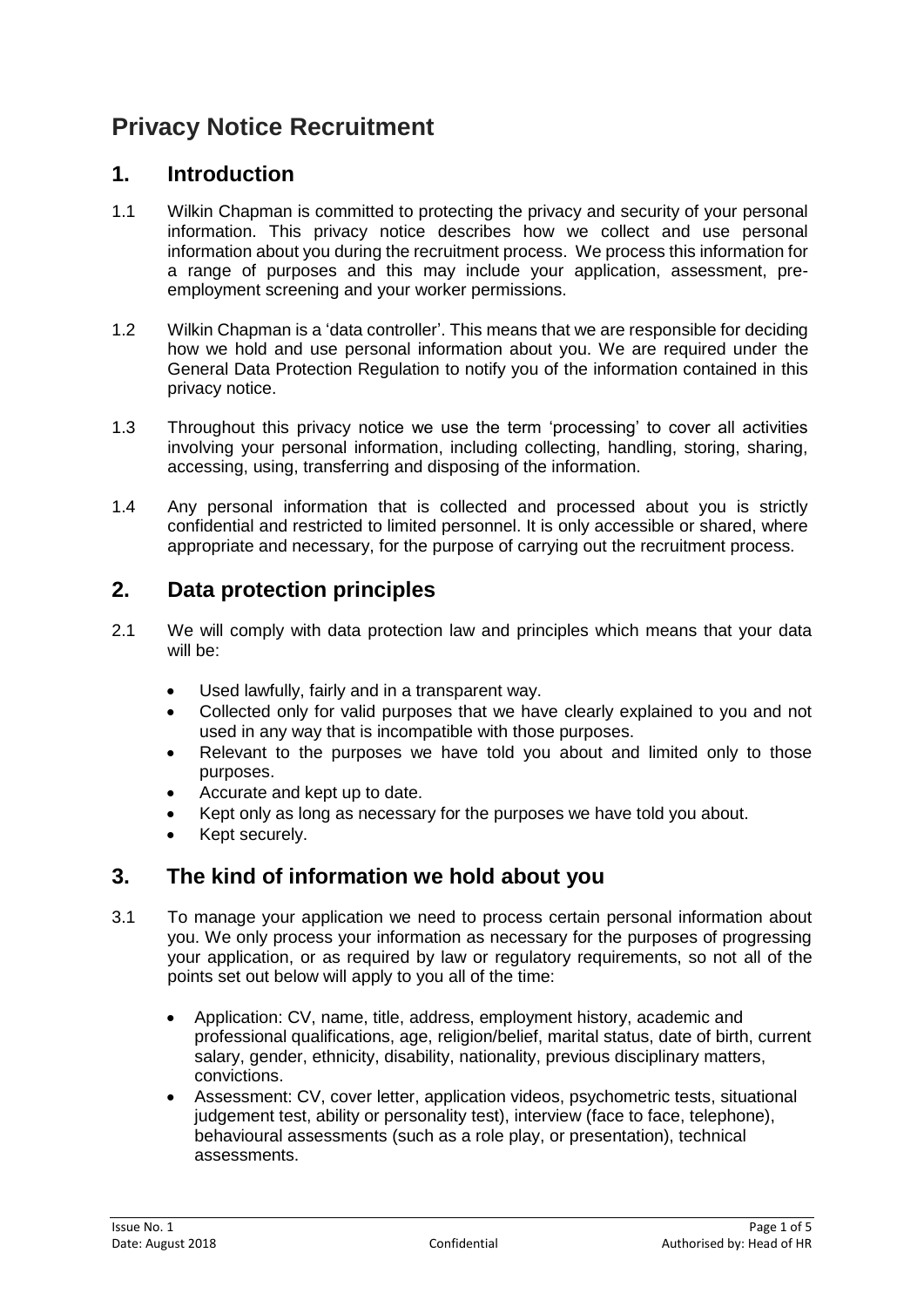# Privacy Notice Recruitment

## 1. Introduction

1.1 Wilkin Chapman is committed to protecting the privacy and security of your personal information. This privacy notice describes how we collect and use personal information about you during the recruitment process. We process this information for a range of purposes and this may include your application, assessment, pre-employment screening and your worker permissions.

1.2 Wilkin Chapman is a 'data controller'. This means that we are responsible for deciding how we hold and use personal information about you. We are required under the General Data Protection Regulation to notify you of the information contained in this privacy notice.

1.3 Throughout this privacy notice we use the term 'processing' to cover all activities involving your personal information, including collecting, handling, storing, sharing, accessing, using, transferring and disposing of the information.

1.4 Any personal information that is collected and processed about you is strictly confidential and restricted to limited personnel. It is only accessible or shared, where appropriate and necessary, for the purpose of carrying out the recruitment process.

## 2. Data protection principles

2.1 We will comply with data protection law and principles which means that your data will be:

- Used lawfully, fairly and in a transparent way.
- Collected only for valid purposes that we have clearly explained to you and not used in any way that is incompatible with those purposes.
- Relevant to the purposes we have told you about and limited only to those purposes.
- Accurate and kept up to date.
- Kept only as long as necessary for the purposes we have told you about.
- Kept securely.

## 3. The kind of information we hold about you

3.1 To manage your application we need to process certain personal information about you. We only process your information as necessary for the purposes of progressing your application, or as required by law or regulatory requirements, so not all of the points set out below will apply to you all of the time:

- Application: CV, name, title, address, employment history, academic and professional qualifications, age, religion/belief, marital status, date of birth, current salary, gender, ethnicity, disability, nationality, previous disciplinary matters, convictions.
- Assessment: CV, cover letter, application videos, psychometric tests, situational judgement test, ability or personality test), interview (face to face, telephone), behavioural assessments (such as a role play, or presentation), technical assessments.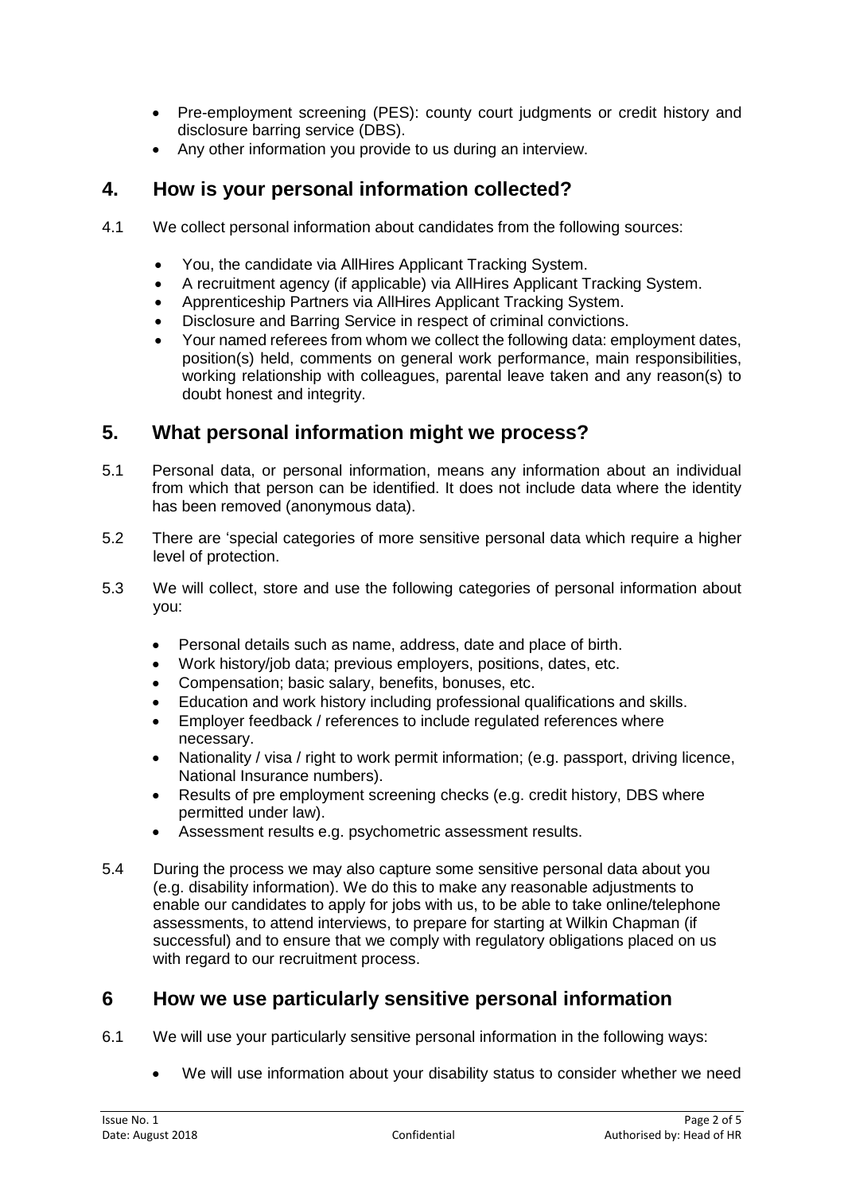- Pre-employment screening (PES): county court judgments or credit history and disclosure barring service (DBS).
- Any other information you provide to us during an interview.

## 4. How is your personal information collected?

4.1 We collect personal information about candidates from the following sources:

- You, the candidate via AllHires Applicant Tracking System.
- A recruitment agency (if applicable) via AllHires Applicant Tracking System.
- Apprenticeship Partners via AllHires Applicant Tracking System.
- Disclosure and Barring Service in respect of criminal convictions.
- Your named referees from whom we collect the following data: employment dates, position(s) held, comments on general work performance, main responsibilities, working relationship with colleagues, parental leave taken and any reason(s) to doubt honest and integrity.

## 5. What personal information might we process?

5.1 Personal data, or personal information, means any information about an individual from which that person can be identified. It does not include data where the identity has been removed (anonymous data).

5.2 There are 'special categories of more sensitive personal data which require a higher level of protection.

5.3 We will collect, store and use the following categories of personal information about you:

- Personal details such as name, address, date and place of birth.
- Work history/job data; previous employers, positions, dates, etc.
- Compensation; basic salary, benefits, bonuses, etc.
- Education and work history including professional qualifications and skills.
- Employer feedback / references to include regulated references where necessary.
- Nationality / visa / right to work permit information; (e.g. passport, driving licence, National Insurance numbers).
- Results of pre employment screening checks (e.g. credit history, DBS where permitted under law).
- Assessment results e.g. psychometric assessment results.

5.4 During the process we may also capture some sensitive personal data about you (e.g. disability information). We do this to make any reasonable adjustments to enable our candidates to apply for jobs with us, to be able to take online/telephone assessments, to attend interviews, to prepare for starting at Wilkin Chapman (if successful) and to ensure that we comply with regulatory obligations placed on us with regard to our recruitment process.

## 6 How we use particularly sensitive personal information

6.1 We will use your particularly sensitive personal information in the following ways:

- We will use information about your disability status to consider whether we need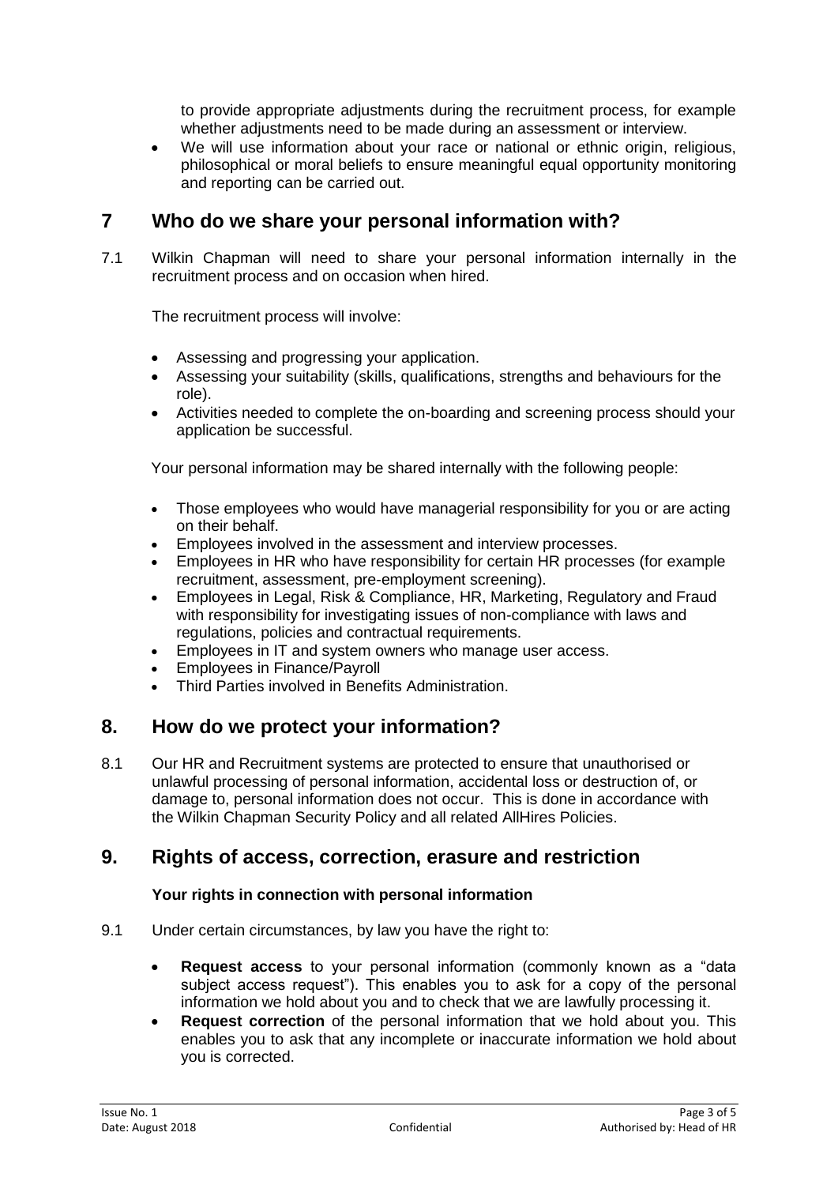to provide appropriate adjustments during the recruitment process, for example whether adjustments need to be made during an assessment or interview.

- We will use information about your race or national or ethnic origin, religious, philosophical or moral beliefs to ensure meaningful equal opportunity monitoring and reporting can be carried out.

## 7 Who do we share your personal information with?

7.1 Wilkin Chapman will need to share your personal information internally in the recruitment process and on occasion when hired.

The recruitment process will involve:

- Assessing and progressing your application.
- Assessing your suitability (skills, qualifications, strengths and behaviours for the role).
- Activities needed to complete the on-boarding and screening process should your application be successful.

Your personal information may be shared internally with the following people:

- Those employees who would have managerial responsibility for you or are acting on their behalf.
- Employees involved in the assessment and interview processes.
- Employees in HR who have responsibility for certain HR processes (for example recruitment, assessment, pre-employment screening).
- Employees in Legal, Risk & Compliance, HR, Marketing, Regulatory and Fraud with responsibility for investigating issues of non-compliance with laws and regulations, policies and contractual requirements.
- Employees in IT and system owners who manage user access.
- Employees in Finance/Payroll
- Third Parties involved in Benefits Administration.

## 8. How do we protect your information?

8.1 Our HR and Recruitment systems are protected to ensure that unauthorised or unlawful processing of personal information, accidental loss or destruction of, or damage to, personal information does not occur. This is done in accordance with the Wilkin Chapman Security Policy and all related AllHires Policies.

## 9. Rights of access, correction, erasure and restriction

**Your rights in connection with personal information**

9.1 Under certain circumstances, by law you have the right to:

- **Request access** to your personal information (commonly known as a "data subject access request"). This enables you to ask for a copy of the personal information we hold about you and to check that we are lawfully processing it.
- **Request correction** of the personal information that we hold about you. This enables you to ask that any incomplete or inaccurate information we hold about you is corrected.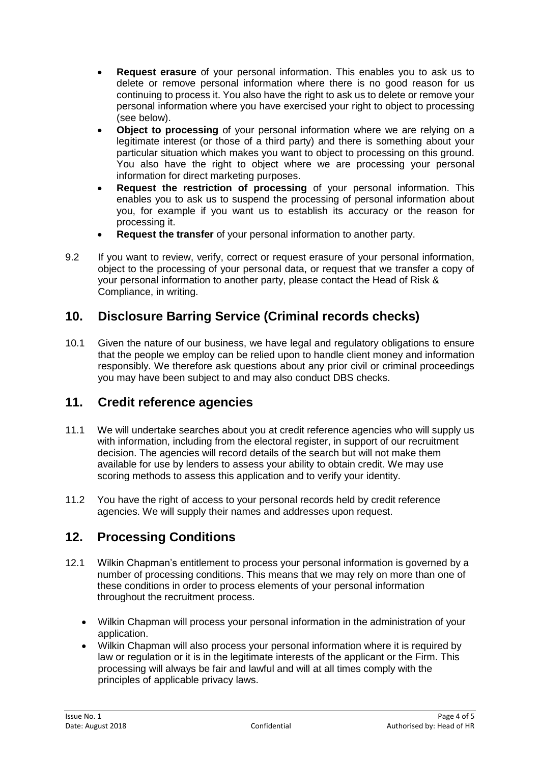- **Request erasure** of your personal information. This enables you to ask us to delete or remove personal information where there is no good reason for us continuing to process it. You also have the right to ask us to delete or remove your personal information where you have exercised your right to object to processing (see below).
- **Object to processing** of your personal information where we are relying on a legitimate interest (or those of a third party) and there is something about your particular situation which makes you want to object to processing on this ground. You also have the right to object where we are processing your personal information for direct marketing purposes.
- **Request the restriction of processing** of your personal information. This enables you to ask us to suspend the processing of personal information about you, for example if you want us to establish its accuracy or the reason for processing it.
- **Request the transfer** of your personal information to another party.

9.2 If you want to review, verify, correct or request erasure of your personal information, object to the processing of your personal data, or request that we transfer a copy of your personal information to another party, please contact the Head of Risk & Compliance, in writing.

## 10. Disclosure Barring Service (Criminal records checks)

10.1 Given the nature of our business, we have legal and regulatory obligations to ensure that the people we employ can be relied upon to handle client money and information responsibly. We therefore ask questions about any prior civil or criminal proceedings you may have been subject to and may also conduct DBS checks.

## 11. Credit reference agencies

11.1 We will undertake searches about you at credit reference agencies who will supply us with information, including from the electoral register, in support of our recruitment decision. The agencies will record details of the search but will not make them available for use by lenders to assess your ability to obtain credit. We may use scoring methods to assess this application and to verify your identity.

11.2 You have the right of access to your personal records held by credit reference agencies. We will supply their names and addresses upon request.

## 12. Processing Conditions

12.1 Wilkin Chapman's entitlement to process your personal information is governed by a number of processing conditions. This means that we may rely on more than one of these conditions in order to process elements of your personal information throughout the recruitment process.

- Wilkin Chapman will process your personal information in the administration of your application.
- Wilkin Chapman will also process your personal information where it is required by law or regulation or it is in the legitimate interests of the applicant or the Firm. This processing will always be fair and lawful and will at all times comply with the principles of applicable privacy laws.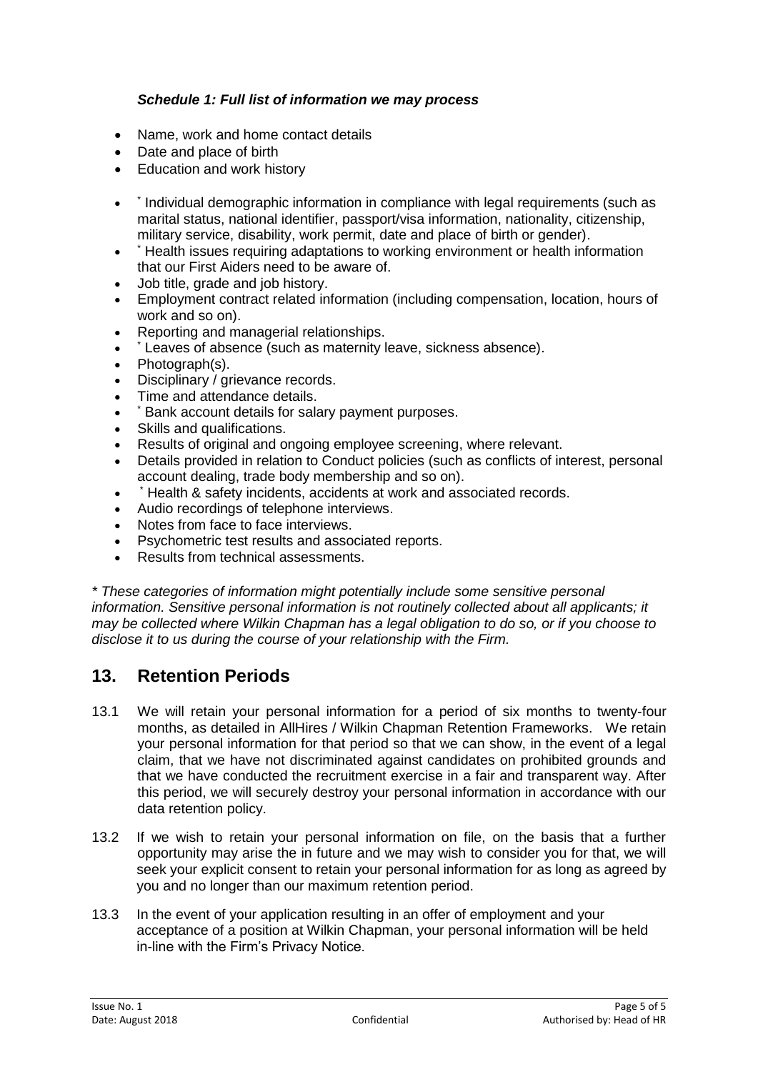***Schedule 1: Full list of information we may process***

- Name, work and home contact details
- Date and place of birth
- Education and work history
- * Individual demographic information in compliance with legal requirements (such as marital status, national identifier, passport/visa information, nationality, citizenship, military service, disability, work permit, date and place of birth or gender).
- * Health issues requiring adaptations to working environment or health information that our First Aiders need to be aware of.
- Job title, grade and job history.
- Employment contract related information (including compensation, location, hours of work and so on).
- Reporting and managerial relationships.
- * Leaves of absence (such as maternity leave, sickness absence).
- Photograph(s).
- Disciplinary / grievance records.
- Time and attendance details.
- * Bank account details for salary payment purposes.
- Skills and qualifications.
- Results of original and ongoing employee screening, where relevant.
- Details provided in relation to Conduct policies (such as conflicts of interest, personal account dealing, trade body membership and so on).
- * Health & safety incidents, accidents at work and associated records.
- Audio recordings of telephone interviews.
- Notes from face to face interviews.
- Psychometric test results and associated reports.
- Results from technical assessments.

*\* These categories of information might potentially include some sensitive personal information. Sensitive personal information is not routinely collected about all applicants; it may be collected where Wilkin Chapman has a legal obligation to do so, or if you choose to disclose it to us during the course of your relationship with the Firm.*

## 13. Retention Periods

13.1 We will retain your personal information for a period of six months to twenty-four months, as detailed in AllHires / Wilkin Chapman Retention Frameworks. We retain your personal information for that period so that we can show, in the event of a legal claim, that we have not discriminated against candidates on prohibited grounds and that we have conducted the recruitment exercise in a fair and transparent way. After this period, we will securely destroy your personal information in accordance with our data retention policy.

13.2 If we wish to retain your personal information on file, on the basis that a further opportunity may arise the in future and we may wish to consider you for that, we will seek your explicit consent to retain your personal information for as long as agreed by you and no longer than our maximum retention period.

13.3 In the event of your application resulting in an offer of employment and your acceptance of a position at Wilkin Chapman, your personal information will be held in-line with the Firm's Privacy Notice.